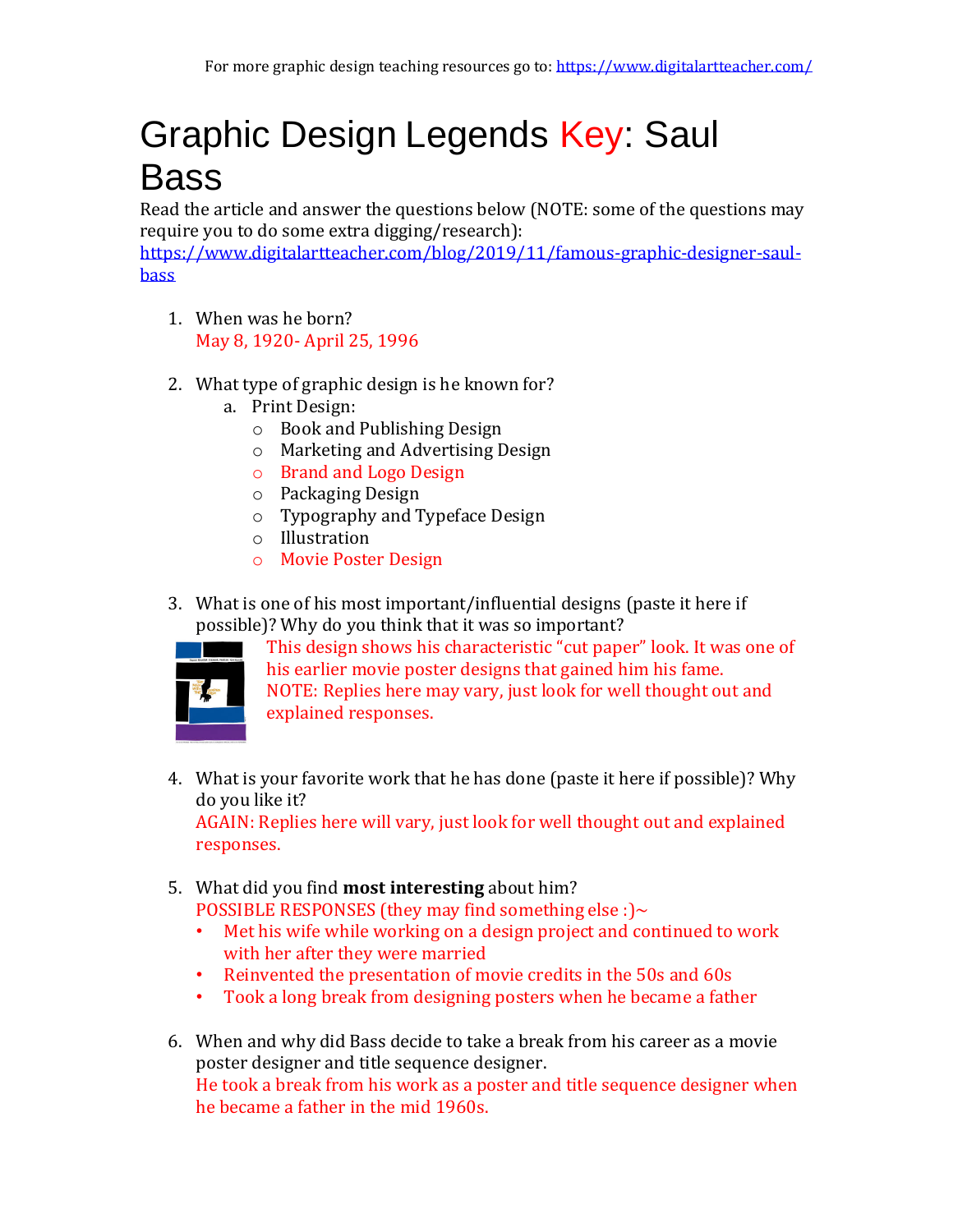For more graphic design teaching resources go to: https://www.digitalartteacher.com/

# Graphic Design Legends Key: Saul Bass

Read the article and answer the questions below (NOTE: some of the questions may require you to do some extra digging/research): https://www.digitalartteacher.com/blog/2019/11/famous-graphic-designer-saul-bass

1. When was he born?
   May 8, 1920- April 25, 1996

2. What type of graphic design is he known for?
   a. Print Design:
      - Book and Publishing Design
      - Marketing and Advertising Design
      - Brand and Logo Design
      - Packaging Design
      - Typography and Typeface Design
      - Illustration
      - Movie Poster Design

3. What is one of his most important/influential designs (paste it here if possible)? Why do you think that it was so important?
   This design shows his characteristic "cut paper" look. It was one of his earlier movie poster designs that gained him his fame.
   NOTE: Replies here may vary, just look for well thought out and explained responses.

4. What is your favorite work that he has done (paste it here if possible)? Why do you like it?
   AGAIN: Replies here will vary, just look for well thought out and explained responses.

5. What did you find **most interesting** about him?
   POSSIBLE RESPONSES (they may find something else :)~
   - Met his wife while working on a design project and continued to work with her after they were married
   - Reinvented the presentation of movie credits in the 50s and 60s
   - Took a long break from designing posters when he became a father

6. When and why did Bass decide to take a break from his career as a movie poster designer and title sequence designer.
   He took a break from his work as a poster and title sequence designer when he became a father in the mid 1960s.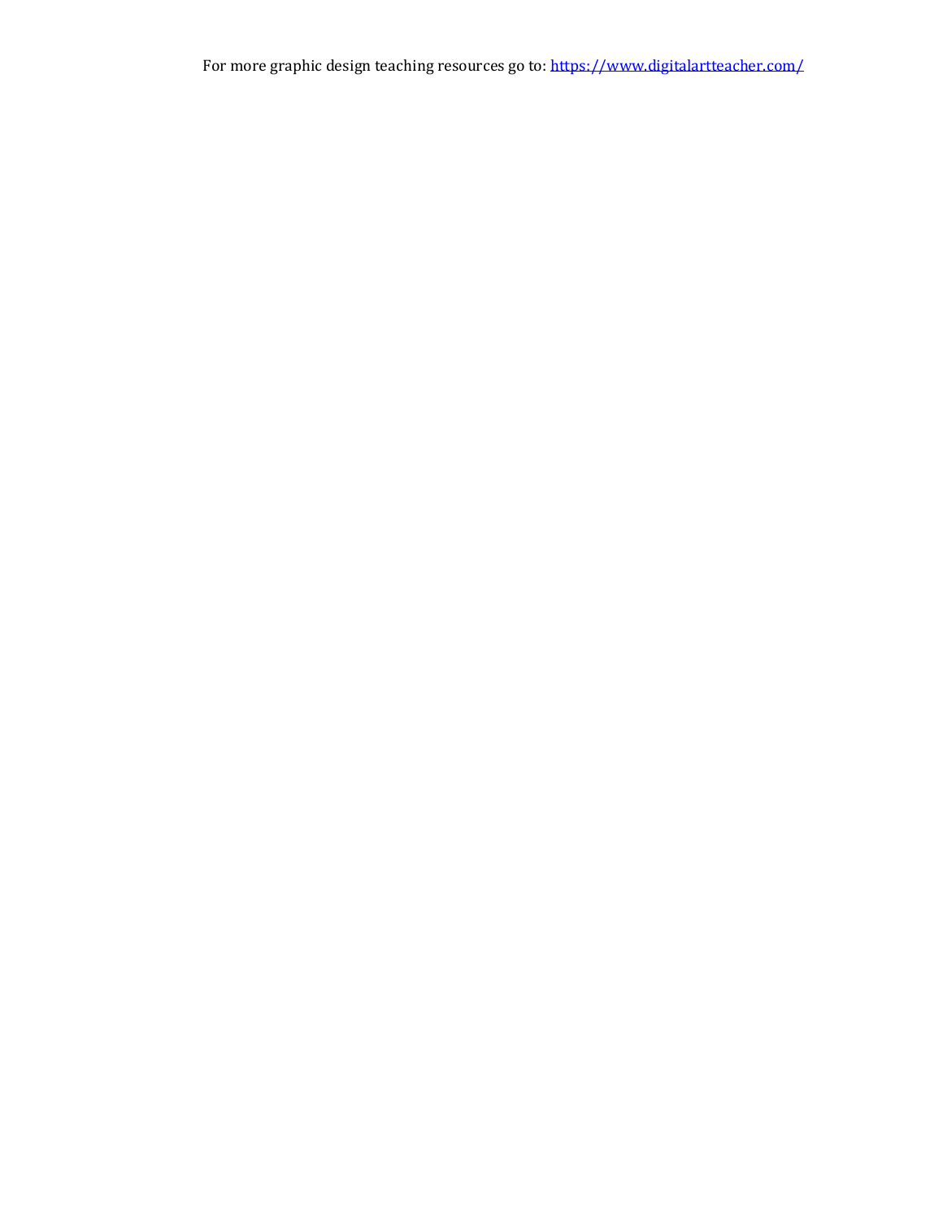For more graphic design teaching resources go to: https://www.digitalartteacher.com/